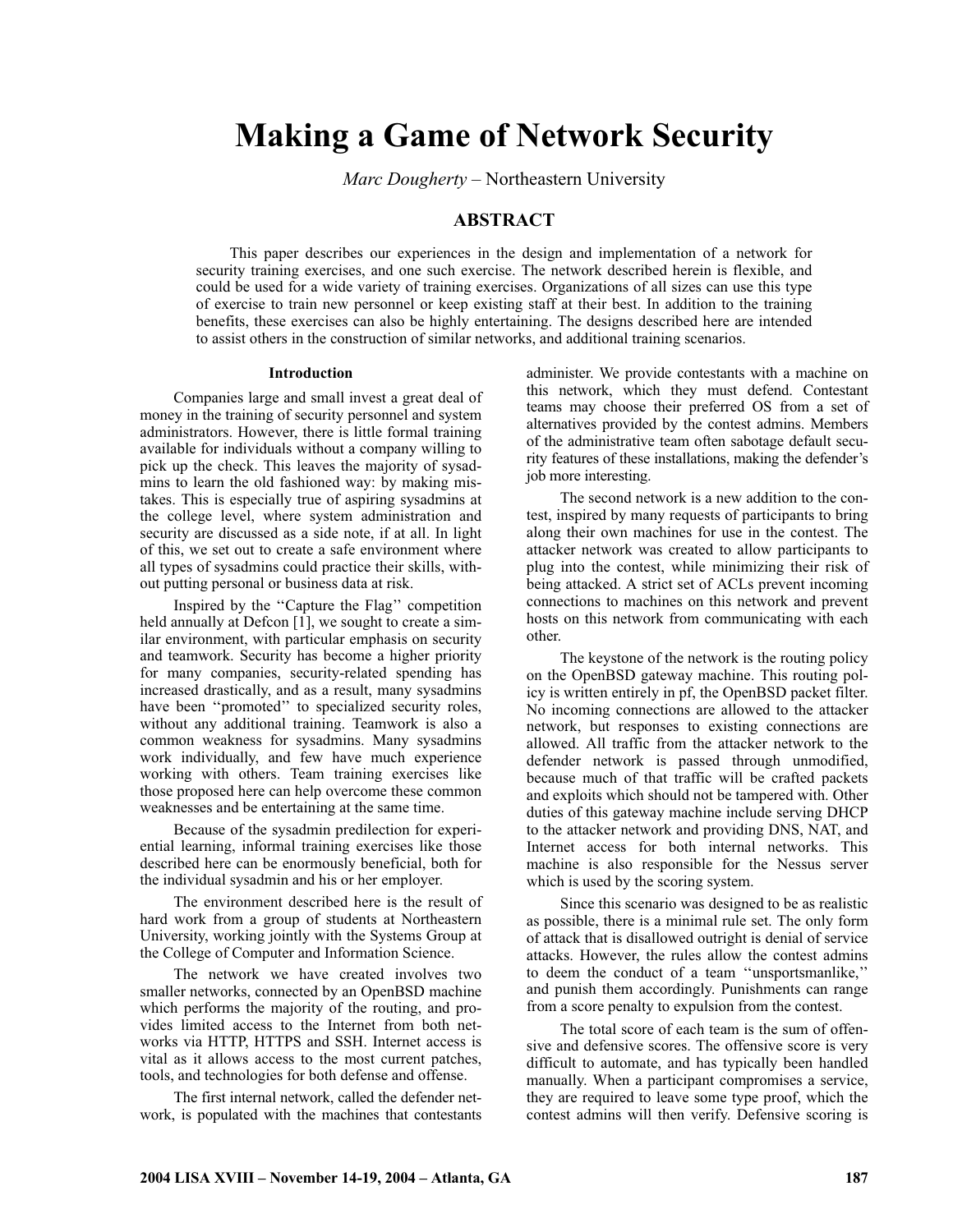# Making a Game of Network Security

*Marc Dougherty* – Northeastern University

## ABSTRACT

This paper describes our experiences in the design and implementation of a network for security training exercises, and one such exercise. The network described herein is flexible, and could be used for a wide variety of training exercises. Organizations of all sizes can use this type of exercise to train new personnel or keep existing staff at their best. In addition to the training benefits, these exercises can also be highly entertaining. The designs described here are intended to assist others in the construction of similar networks, and additional training scenarios.

### Introduction

Companies large and small invest a great deal of money in the training of security personnel and system administrators. However, there is little formal training available for individuals without a company willing to pick up the check. This leaves the majority of sysadmins to learn the old fashioned way: by making mistakes. This is especially true of aspiring sysadmins at the college level, where system administration and security are discussed as a side note, if at all. In light of this, we set out to create a safe environment where all types of sysadmins could practice their skills, without putting personal or business data at risk.

Inspired by the ''Capture the Flag'' competition held annually at Defcon [1], we sought to create a similar environment, with particular emphasis on security and teamwork. Security has become a higher priority for many companies, security-related spending has increased drastically, and as a result, many sysadmins have been ''promoted'' to specialized security roles, without any additional training. Teamwork is also a common weakness for sysadmins. Many sysadmins work individually, and few have much experience working with others. Team training exercises like those proposed here can help overcome these common weaknesses and be entertaining at the same time.

Because of the sysadmin predilection for experiential learning, informal training exercises like those described here can be enormously beneficial, both for the individual sysadmin and his or her employer.

The environment described here is the result of hard work from a group of students at Northeastern University, working jointly with the Systems Group at the College of Computer and Information Science.

The network we have created involves two smaller networks, connected by an OpenBSD machine which performs the majority of the routing, and provides limited access to the Internet from both networks via HTTP, HTTPS and SSH. Internet access is vital as it allows access to the most current patches, tools, and technologies for both defense and offense.

The first internal network, called the defender network, is populated with the machines that contestants administer. We provide contestants with a machine on this network, which they must defend. Contestant teams may choose their preferred OS from a set of alternatives provided by the contest admins. Members of the administrative team often sabotage default security features of these installations, making the defender's job more interesting.

The second network is a new addition to the contest, inspired by many requests of participants to bring along their own machines for use in the contest. The attacker network was created to allow participants to plug into the contest, while minimizing their risk of being attacked. A strict set of ACLs prevent incoming connections to machines on this network and prevent hosts on this network from communicating with each other.

The keystone of the network is the routing policy on the OpenBSD gateway machine. This routing policy is written entirely in pf, the OpenBSD packet filter. No incoming connections are allowed to the attacker network, but responses to existing connections are allowed. All traffic from the attacker network to the defender network is passed through unmodified, because much of that traffic will be crafted packets and exploits which should not be tampered with. Other duties of this gateway machine include serving DHCP to the attacker network and providing DNS, NAT, and Internet access for both internal networks. This machine is also responsible for the Nessus server which is used by the scoring system.

Since this scenario was designed to be as realistic as possible, there is a minimal rule set. The only form of attack that is disallowed outright is denial of service attacks. However, the rules allow the contest admins to deem the conduct of a team ''unsportsmanlike,'' and punish them accordingly. Punishments can range from a score penalty to expulsion from the contest.

The total score of each team is the sum of offensive and defensive scores. The offensive score is very difficult to automate, and has typically been handled manually. When a participant compromises a service, they are required to leave some type proof, which the contest admins will then verify. Defensive scoring is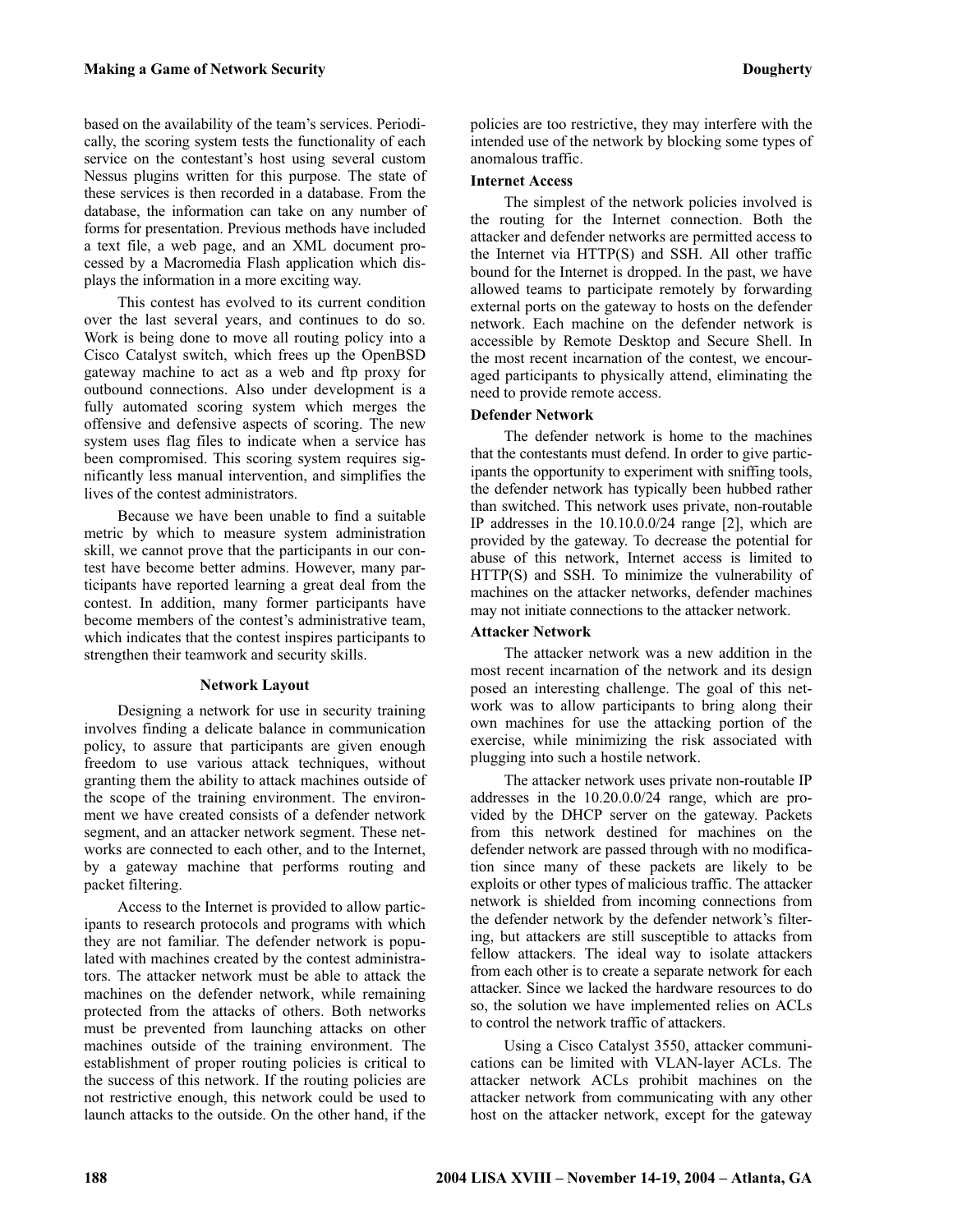based on the availability of the team's services. Periodically, the scoring system tests the functionality of each service on the contestant's host using several custom Nessus plugins written for this purpose. The state of these services is then recorded in a database. From the database, the information can take on any number of forms for presentation. Previous methods have included a text file, a web page, and an XML document processed by a Macromedia Flash application which displays the information in a more exciting way.

This contest has evolved to its current condition over the last several years, and continues to do so. Work is being done to move all routing policy into a Cisco Catalyst switch, which frees up the OpenBSD gateway machine to act as a web and ftp proxy for outbound connections. Also under development is a fully automated scoring system which merges the offensive and defensive aspects of scoring. The new system uses flag files to indicate when a service has been compromised. This scoring system requires significantly less manual intervention, and simplifies the lives of the contest administrators.

Because we have been unable to find a suitable metric by which to measure system administration skill, we cannot prove that the participants in our contest have become better admins. However, many participants have reported learning a great deal from the contest. In addition, many former participants have become members of the contest's administrative team, which indicates that the contest inspires participants to strengthen their teamwork and security skills.

## Network Layout

Designing a network for use in security training involves finding a delicate balance in communication policy, to assure that participants are given enough freedom to use various attack techniques, without granting them the ability to attack machines outside of the scope of the training environment. The environment we have created consists of a defender network segment, and an attacker network segment. These networks are connected to each other, and to the Internet, by a gateway machine that performs routing and packet filtering.

Access to the Internet is provided to allow participants to research protocols and programs with which they are not familiar. The defender network is populated with machines created by the contest administrators. The attacker network must be able to attack the machines on the defender network, while remaining protected from the attacks of others. Both networks must be prevented from launching attacks on other machines outside of the training environment. The establishment of proper routing policies is critical to the success of this network. If the routing policies are not restrictive enough, this network could be used to launch attacks to the outside. On the other hand, if the policies are too restrictive, they may interfere with the intended use of the network by blocking some types of anomalous traffic.

### Internet Access

The simplest of the network policies involved is the routing for the Internet connection. Both the attacker and defender networks are permitted access to the Internet via HTTP(S) and SSH. All other traffic bound for the Internet is dropped. In the past, we have allowed teams to participate remotely by forwarding external ports on the gateway to hosts on the defender network. Each machine on the defender network is accessible by Remote Desktop and Secure Shell. In the most recent incarnation of the contest, we encouraged participants to physically attend, eliminating the need to provide remote access.

### Defender Network

The defender network is home to the machines that the contestants must defend. In order to give participants the opportunity to experiment with sniffing tools, the defender network has typically been hubbed rather than switched. This network uses private, non-routable IP addresses in the 10.10.0.0/24 range [2], which are provided by the gateway. To decrease the potential for abuse of this network, Internet access is limited to HTTP(S) and SSH. To minimize the vulnerability of machines on the attacker networks, defender machines may not initiate connections to the attacker network.

### Attacker Network

The attacker network was a new addition in the most recent incarnation of the network and its design posed an interesting challenge. The goal of this network was to allow participants to bring along their own machines for use the attacking portion of the exercise, while minimizing the risk associated with plugging into such a hostile network.

The attacker network uses private non-routable IP addresses in the 10.20.0.0/24 range, which are provided by the DHCP server on the gateway. Packets from this network destined for machines on the defender network are passed through with no modification since many of these packets are likely to be exploits or other types of malicious traffic. The attacker network is shielded from incoming connections from the defender network by the defender network's filtering, but attackers are still susceptible to attacks from fellow attackers. The ideal way to isolate attackers from each other is to create a separate network for each attacker. Since we lacked the hardware resources to do so, the solution we have implemented relies on ACLs to control the network traffic of attackers.

Using a Cisco Catalyst 3550, attacker communications can be limited with VLAN-layer ACLs. The attacker network ACLs prohibit machines on the attacker network from communicating with any other host on the attacker network, except for the gateway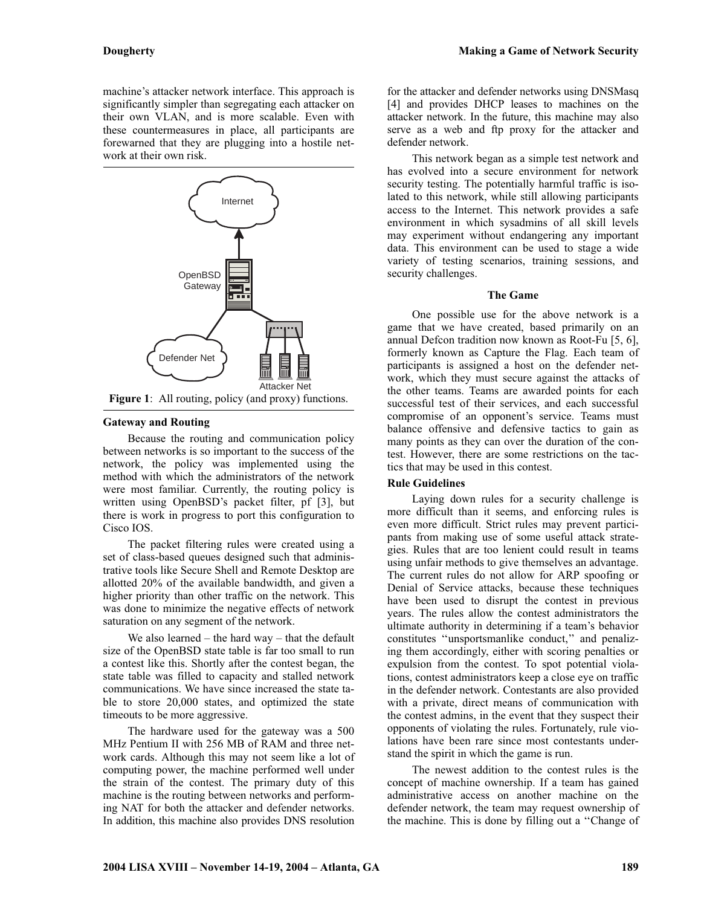machine's attacker network interface. This approach is significantly simpler than segregating each attacker on their own VLAN, and is more scalable. Even with these countermeasures in place, all participants are forewarned that they are plugging into a hostile network at their own risk.

**Figure 1**: All routing, policy (and proxy) functions.

### Gateway and Routing

Because the routing and communication policy between networks is so important to the success of the network, the policy was implemented using the method with which the administrators of the network were most familiar. Currently, the routing policy is written using OpenBSD's packet filter, pf [3], but there is work in progress to port this configuration to Cisco IOS.

The packet filtering rules were created using a set of class-based queues designed such that administrative tools like Secure Shell and Remote Desktop are allotted 20% of the available bandwidth, and given a higher priority than other traffic on the network. This was done to minimize the negative effects of network saturation on any segment of the network.

We also learned – the hard way – that the default size of the OpenBSD state table is far too small to run a contest like this. Shortly after the contest began, the state table was filled to capacity and stalled network communications. We have since increased the state table to store 20,000 states, and optimized the state timeouts to be more aggressive.

The hardware used for the gateway was a 500 MHz Pentium II with 256 MB of RAM and three network cards. Although this may not seem like a lot of computing power, the machine performed well under the strain of the contest. The primary duty of this machine is the routing between networks and performing NAT for both the attacker and defender networks. In addition, this machine also provides DNS resolution for the attacker and defender networks using DNSMasq [4] and provides DHCP leases to machines on the attacker network. In the future, this machine may also serve as a web and ftp proxy for the attacker and defender network.

This network began as a simple test network and has evolved into a secure environment for network security testing. The potentially harmful traffic is isolated to this network, while still allowing participants access to the Internet. This network provides a safe environment in which sysadmins of all skill levels may experiment without endangering any important data. This environment can be used to stage a wide variety of testing scenarios, training sessions, and security challenges.

## The Game

One possible use for the above network is a game that we have created, based primarily on an annual Defcon tradition now known as Root-Fu [5, 6], formerly known as Capture the Flag. Each team of participants is assigned a host on the defender network, which they must secure against the attacks of the other teams. Teams are awarded points for each successful test of their services, and each successful compromise of an opponent's service. Teams must balance offensive and defensive tactics to gain as many points as they can over the duration of the contest. However, there are some restrictions on the tactics that may be used in this contest.

### Rule Guidelines

Laying down rules for a security challenge is more difficult than it seems, and enforcing rules is even more difficult. Strict rules may prevent participants from making use of some useful attack strategies. Rules that are too lenient could result in teams using unfair methods to give themselves an advantage. The current rules do not allow for ARP spoofing or Denial of Service attacks, because these techniques have been used to disrupt the contest in previous years. The rules allow the contest administrators the ultimate authority in determining if a team's behavior constitutes ''unsportsmanlike conduct,'' and penalizing them accordingly, either with scoring penalties or expulsion from the contest. To spot potential violations, contest administrators keep a close eye on traffic in the defender network. Contestants are also provided with a private, direct means of communication with the contest admins, in the event that they suspect their opponents of violating the rules. Fortunately, rule violations have been rare since most contestants understand the spirit in which the game is run.

The newest addition to the contest rules is the concept of machine ownership. If a team has gained administrative access on another machine on the defender network, the team may request ownership of the machine. This is done by filling out a ''Change of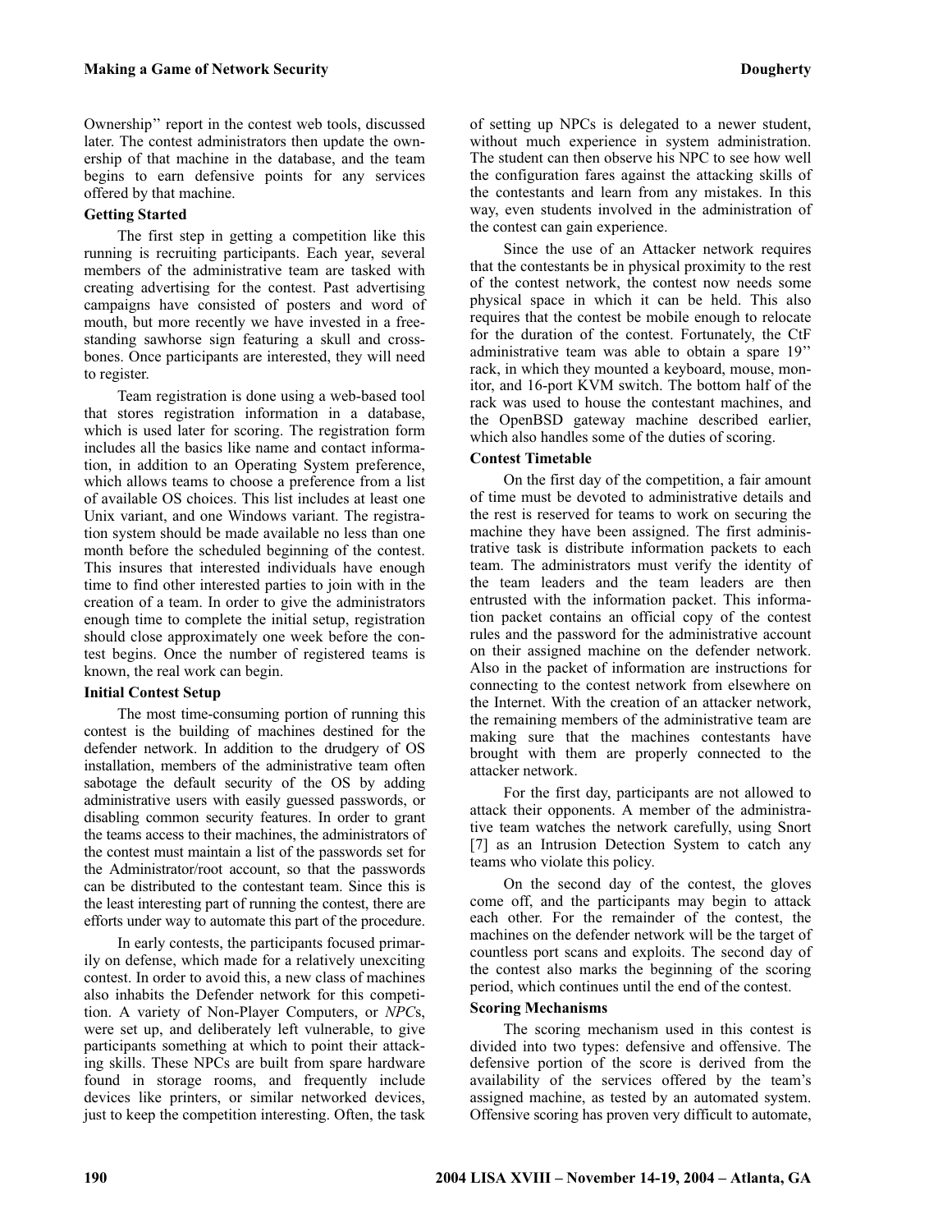Ownership" report in the contest web tools, discussed later. The contest administrators then update the ownership of that machine in the database, and the team begins to earn defensive points for any services offered by that machine.

### Getting Started

The first step in getting a competition like this running is recruiting participants. Each year, several members of the administrative team are tasked with creating advertising for the contest. Past advertising campaigns have consisted of posters and word of mouth, but more recently we have invested in a freestanding sawhorse sign featuring a skull and crossbones. Once participants are interested, they will need to register.

Team registration is done using a web-based tool that stores registration information in a database, which is used later for scoring. The registration form includes all the basics like name and contact information, in addition to an Operating System preference, which allows teams to choose a preference from a list of available OS choices. This list includes at least one Unix variant, and one Windows variant. The registration system should be made available no less than one month before the scheduled beginning of the contest. This insures that interested individuals have enough time to find other interested parties to join with in the creation of a team. In order to give the administrators enough time to complete the initial setup, registration should close approximately one week before the contest begins. Once the number of registered teams is known, the real work can begin.

### Initial Contest Setup

The most time-consuming portion of running this contest is the building of machines destined for the defender network. In addition to the drudgery of OS installation, members of the administrative team often sabotage the default security of the OS by adding administrative users with easily guessed passwords, or disabling common security features. In order to grant the teams access to their machines, the administrators of the contest must maintain a list of the passwords set for the Administrator/root account, so that the passwords can be distributed to the contestant team. Since this is the least interesting part of running the contest, there are efforts under way to automate this part of the procedure.

In early contests, the participants focused primarily on defense, which made for a relatively unexciting contest. In order to avoid this, a new class of machines also inhabits the Defender network for this competition. A variety of Non-Player Computers, or *NPC*s, were set up, and deliberately left vulnerable, to give participants something at which to point their attacking skills. These NPCs are built from spare hardware found in storage rooms, and frequently include devices like printers, or similar networked devices, just to keep the competition interesting. Often, the task of setting up NPCs is delegated to a newer student, without much experience in system administration. The student can then observe his NPC to see how well the configuration fares against the attacking skills of the contestants and learn from any mistakes. In this way, even students involved in the administration of the contest can gain experience.

Since the use of an Attacker network requires that the contestants be in physical proximity to the rest of the contest network, the contest now needs some physical space in which it can be held. This also requires that the contest be mobile enough to relocate for the duration of the contest. Fortunately, the CtF administrative team was able to obtain a spare 19" rack, in which they mounted a keyboard, mouse, monitor, and 16-port KVM switch. The bottom half of the rack was used to house the contestant machines, and the OpenBSD gateway machine described earlier, which also handles some of the duties of scoring.

### Contest Timetable

On the first day of the competition, a fair amount of time must be devoted to administrative details and the rest is reserved for teams to work on securing the machine they have been assigned. The first administrative task is distribute information packets to each team. The administrators must verify the identity of the team leaders and the team leaders are then entrusted with the information packet. This information packet contains an official copy of the contest rules and the password for the administrative account on their assigned machine on the defender network. Also in the packet of information are instructions for connecting to the contest network from elsewhere on the Internet. With the creation of an attacker network, the remaining members of the administrative team are making sure that the machines contestants have brought with them are properly connected to the attacker network.

For the first day, participants are not allowed to attack their opponents. A member of the administrative team watches the network carefully, using Snort [7] as an Intrusion Detection System to catch any teams who violate this policy.

On the second day of the contest, the gloves come off, and the participants may begin to attack each other. For the remainder of the contest, the machines on the defender network will be the target of countless port scans and exploits. The second day of the contest also marks the beginning of the scoring period, which continues until the end of the contest.

### Scoring Mechanisms

The scoring mechanism used in this contest is divided into two types: defensive and offensive. The defensive portion of the score is derived from the availability of the services offered by the team's assigned machine, as tested by an automated system. Offensive scoring has proven very difficult to automate,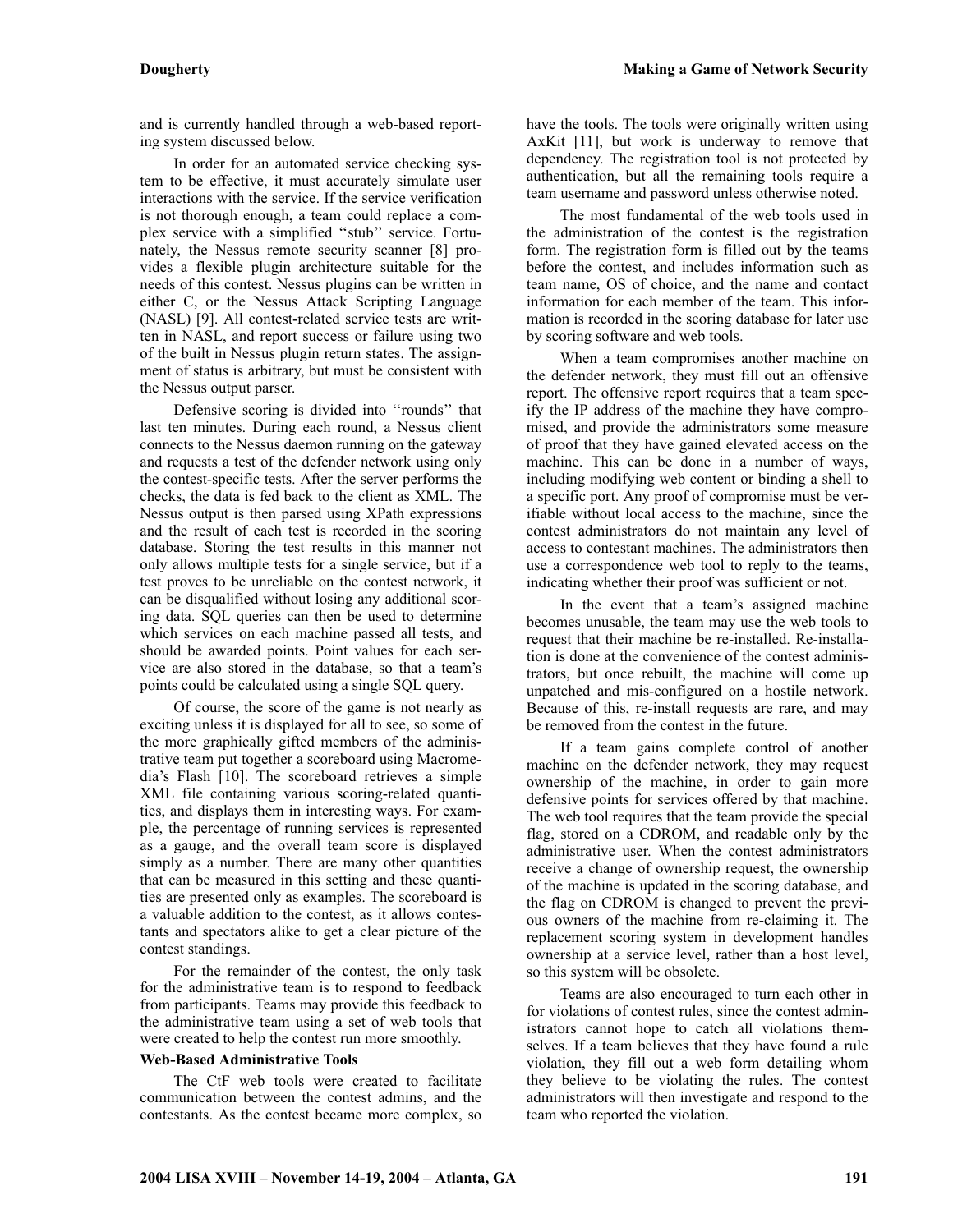and is currently handled through a web-based reporting system discussed below.

In order for an automated service checking system to be effective, it must accurately simulate user interactions with the service. If the service verification is not thorough enough, a team could replace a complex service with a simplified ''stub'' service. Fortunately, the Nessus remote security scanner [8] provides a flexible plugin architecture suitable for the needs of this contest. Nessus plugins can be written in either C, or the Nessus Attack Scripting Language (NASL) [9]. All contest-related service tests are written in NASL, and report success or failure using two of the built in Nessus plugin return states. The assignment of status is arbitrary, but must be consistent with the Nessus output parser.

Defensive scoring is divided into ''rounds'' that last ten minutes. During each round, a Nessus client connects to the Nessus daemon running on the gateway and requests a test of the defender network using only the contest-specific tests. After the server performs the checks, the data is fed back to the client as XML. The Nessus output is then parsed using XPath expressions and the result of each test is recorded in the scoring database. Storing the test results in this manner not only allows multiple tests for a single service, but if a test proves to be unreliable on the contest network, it can be disqualified without losing any additional scoring data. SQL queries can then be used to determine which services on each machine passed all tests, and should be awarded points. Point values for each service are also stored in the database, so that a team's points could be calculated using a single SQL query.

Of course, the score of the game is not nearly as exciting unless it is displayed for all to see, so some of the more graphically gifted members of the administrative team put together a scoreboard using Macromedia's Flash [10]. The scoreboard retrieves a simple XML file containing various scoring-related quantities, and displays them in interesting ways. For example, the percentage of running services is represented as a gauge, and the overall team score is displayed simply as a number. There are many other quantities that can be measured in this setting and these quantities are presented only as examples. The scoreboard is a valuable addition to the contest, as it allows contestants and spectators alike to get a clear picture of the contest standings.

For the remainder of the contest, the only task for the administrative team is to respond to feedback from participants. Teams may provide this feedback to the administrative team using a set of web tools that were created to help the contest run more smoothly.

**Web-Based Administrative Tools**

The CtF web tools were created to facilitate communication between the contest admins, and the contestants. As the contest became more complex, so have the tools. The tools were originally written using AxKit [11], but work is underway to remove that dependency. The registration tool is not protected by authentication, but all the remaining tools require a team username and password unless otherwise noted.

The most fundamental of the web tools used in the administration of the contest is the registration form. The registration form is filled out by the teams before the contest, and includes information such as team name, OS of choice, and the name and contact information for each member of the team. This information is recorded in the scoring database for later use by scoring software and web tools.

When a team compromises another machine on the defender network, they must fill out an offensive report. The offensive report requires that a team specify the IP address of the machine they have compromised, and provide the administrators some measure of proof that they have gained elevated access on the machine. This can be done in a number of ways, including modifying web content or binding a shell to a specific port. Any proof of compromise must be verifiable without local access to the machine, since the contest administrators do not maintain any level of access to contestant machines. The administrators then use a correspondence web tool to reply to the teams, indicating whether their proof was sufficient or not.

In the event that a team's assigned machine becomes unusable, the team may use the web tools to request that their machine be re-installed. Re-installation is done at the convenience of the contest administrators, but once rebuilt, the machine will come up unpatched and mis-configured on a hostile network. Because of this, re-install requests are rare, and may be removed from the contest in the future.

If a team gains complete control of another machine on the defender network, they may request ownership of the machine, in order to gain more defensive points for services offered by that machine. The web tool requires that the team provide the special flag, stored on a CDROM, and readable only by the administrative user. When the contest administrators receive a change of ownership request, the ownership of the machine is updated in the scoring database, and the flag on CDROM is changed to prevent the previous owners of the machine from re-claiming it. The replacement scoring system in development handles ownership at a service level, rather than a host level, so this system will be obsolete.

Teams are also encouraged to turn each other in for violations of contest rules, since the contest administrators cannot hope to catch all violations themselves. If a team believes that they have found a rule violation, they fill out a web form detailing whom they believe to be violating the rules. The contest administrators will then investigate and respond to the team who reported the violation.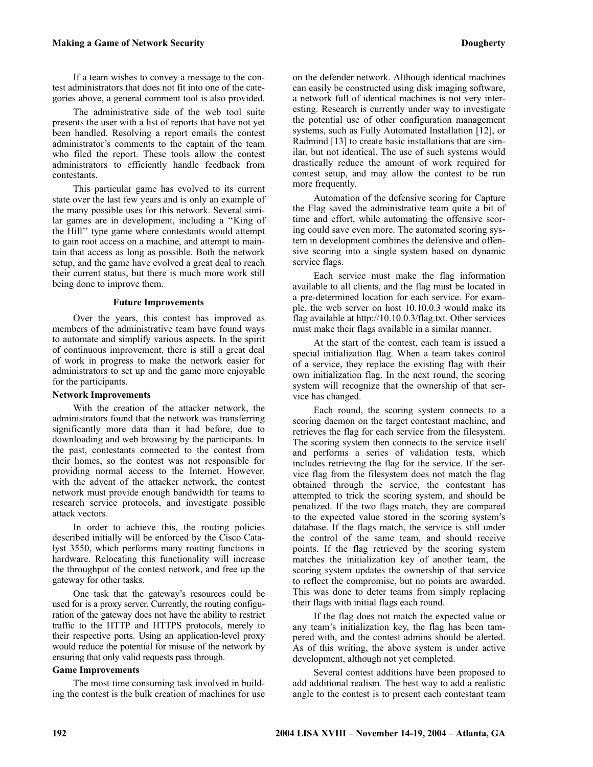If a team wishes to convey a message to the contest administrators that does not fit into one of the categories above, a general comment tool is also provided.

The administrative side of the web tool suite presents the user with a list of reports that have not yet been handled. Resolving a report emails the contest administrator's comments to the captain of the team who filed the report. These tools allow the contest administrators to efficiently handle feedback from contestants.

This particular game has evolved to its current state over the last few years and is only an example of the many possible uses for this network. Several similar games are in development, including a "King of the Hill" type game where contestants would attempt to gain root access on a machine, and attempt to maintain that access as long as possible. Both the network setup, and the game have evolved a great deal to reach their current status, but there is much more work still being done to improve them.

## Future Improvements

Over the years, this contest has improved as members of the administrative team have found ways to automate and simplify various aspects. In the spirit of continuous improvement, there is still a great deal of work in progress to make the network easier for administrators to set up and the game more enjoyable for the participants.

### Network Improvements

With the creation of the attacker network, the administrators found that the network was transferring significantly more data than it had before, due to downloading and web browsing by the participants. In the past, contestants connected to the contest from their homes, so the contest was not responsible for providing normal access to the Internet. However, with the advent of the attacker network, the contest network must provide enough bandwidth for teams to research service protocols, and investigate possible attack vectors.

In order to achieve this, the routing policies described initially will be enforced by the Cisco Catalyst 3550, which performs many routing functions in hardware. Relocating this functionality will increase the throughput of the contest network, and free up the gateway for other tasks.

One task that the gateway's resources could be used for is a proxy server. Currently, the routing configuration of the gateway does not have the ability to restrict traffic to the HTTP and HTTPS protocols, merely to their respective ports. Using an application-level proxy would reduce the potential for misuse of the network by ensuring that only valid requests pass through.

### Game Improvements

The most time consuming task involved in building the contest is the bulk creation of machines for use on the defender network. Although identical machines can easily be constructed using disk imaging software, a network full of identical machines is not very interesting. Research is currently under way to investigate the potential use of other configuration management systems, such as Fully Automated Installation [12], or Radmind [13] to create basic installations that are similar, but not identical. The use of such systems would drastically reduce the amount of work required for contest setup, and may allow the contest to be run more frequently.

Automation of the defensive scoring for Capture the Flag saved the administrative team quite a bit of time and effort, while automating the offensive scoring could save even more. The automated scoring system in development combines the defensive and offensive scoring into a single system based on dynamic service flags.

Each service must make the flag information available to all clients, and the flag must be located in a pre-determined location for each service. For example, the web server on host 10.10.0.3 would make its flag available at http://10.10.0.3/flag.txt. Other services must make their flags available in a similar manner.

At the start of the contest, each team is issued a special initialization flag. When a team takes control of a service, they replace the existing flag with their own initialization flag. In the next round, the scoring system will recognize that the ownership of that service has changed.

Each round, the scoring system connects to a scoring daemon on the target contestant machine, and retrieves the flag for each service from the filesystem. The scoring system then connects to the service itself and performs a series of validation tests, which includes retrieving the flag for the service. If the service flag from the filesystem does not match the flag obtained through the service, the contestant has attempted to trick the scoring system, and should be penalized. If the two flags match, they are compared to the expected value stored in the scoring system's database. If the flags match, the service is still under the control of the same team, and should receive points. If the flag retrieved by the scoring system matches the initialization key of another team, the scoring system updates the ownership of that service to reflect the compromise, but no points are awarded. This was done to deter teams from simply replacing their flags with initial flags each round.

If the flag does not match the expected value or any team's initialization key, the flag has been tampered with, and the contest admins should be alerted. As of this writing, the above system is under active development, although not yet completed.

Several contest additions have been proposed to add additional realism. The best way to add a realistic angle to the contest is to present each contestant team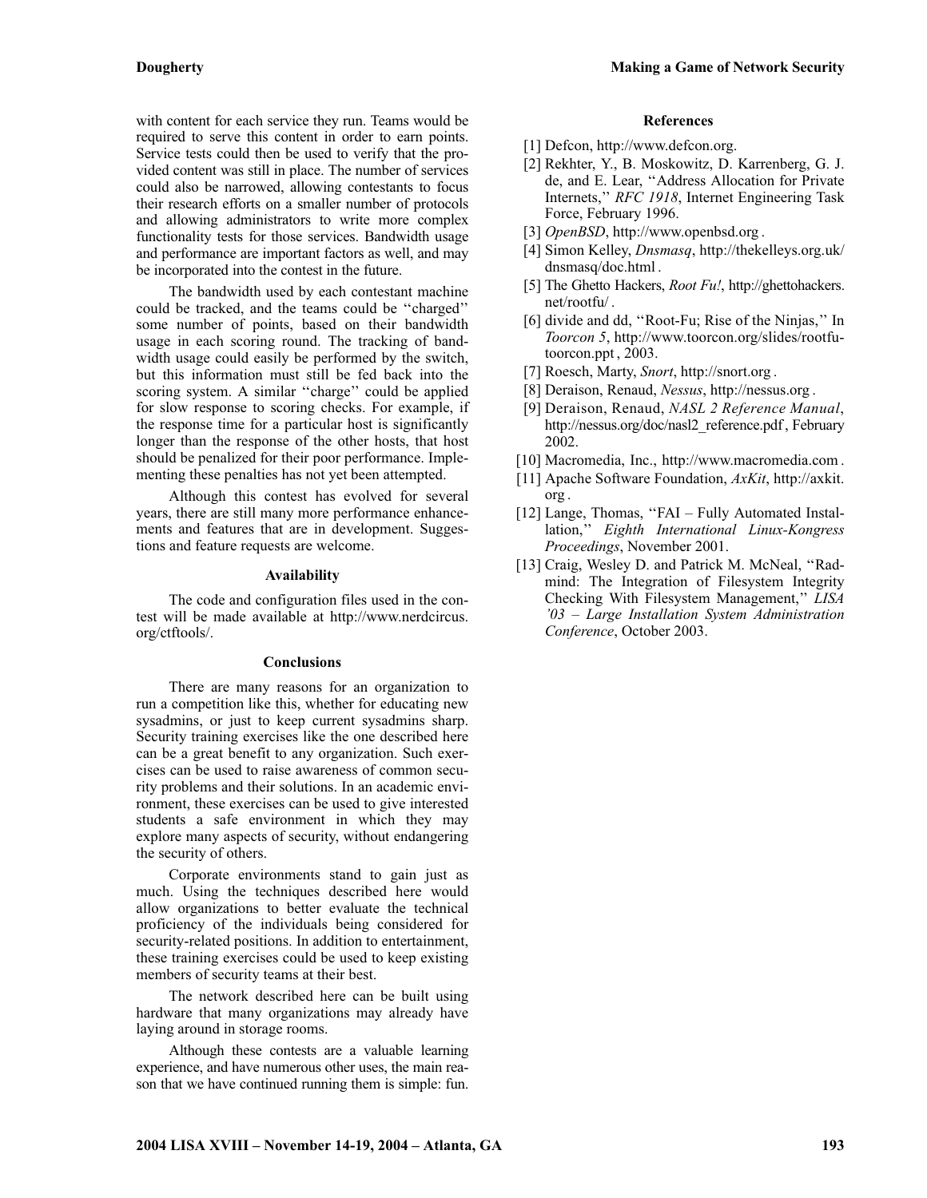with content for each service they run. Teams would be required to serve this content in order to earn points. Service tests could then be used to verify that the provided content was still in place. The number of services could also be narrowed, allowing contestants to focus their research efforts on a smaller number of protocols and allowing administrators to write more complex functionality tests for those services. Bandwidth usage and performance are important factors as well, and may be incorporated into the contest in the future.

The bandwidth used by each contestant machine could be tracked, and the teams could be ''charged'' some number of points, based on their bandwidth usage in each scoring round. The tracking of bandwidth usage could easily be performed by the switch, but this information must still be fed back into the scoring system. A similar ''charge'' could be applied for slow response to scoring checks. For example, if the response time for a particular host is significantly longer than the response of the other hosts, that host should be penalized for their poor performance. Implementing these penalties has not yet been attempted.

Although this contest has evolved for several years, there are still many more performance enhancements and features that are in development. Suggestions and feature requests are welcome.

### Availability

The code and configuration files used in the contest will be made available at http://www.nerdcircus.org/ctftools/.

### Conclusions

There are many reasons for an organization to run a competition like this, whether for educating new sysadmins, or just to keep current sysadmins sharp. Security training exercises like the one described here can be a great benefit to any organization. Such exercises can be used to raise awareness of common security problems and their solutions. In an academic environment, these exercises can be used to give interested students a safe environment in which they may explore many aspects of security, without endangering the security of others.

Corporate environments stand to gain just as much. Using the techniques described here would allow organizations to better evaluate the technical proficiency of the individuals being considered for security-related positions. In addition to entertainment, these training exercises could be used to keep existing members of security teams at their best.

The network described here can be built using hardware that many organizations may already have laying around in storage rooms.

Although these contests are a valuable learning experience, and have numerous other uses, the main reason that we have continued running them is simple: fun.

### References

[1] Defcon, http://www.defcon.org.

[2] Rekhter, Y., B. Moskowitz, D. Karrenberg, G. J. de, and E. Lear, ''Address Allocation for Private Internets,'' *RFC 1918*, Internet Engineering Task Force, February 1996.

[3] *OpenBSD*, http://www.openbsd.org .

[4] Simon Kelley, *Dnsmasq*, http://thekelleys.org.uk/dnsmasq/doc.html .

[5] The Ghetto Hackers, *Root Fu!*, http://ghettohackers.net/rootfu/ .

[6] divide and dd, ''Root-Fu; Rise of the Ninjas,'' In *Toorcon 5*, http://www.toorcon.org/slides/rootfu-toorcon.ppt , 2003.

[7] Roesch, Marty, *Snort*, http://snort.org .

[8] Deraison, Renaud, *Nessus*, http://nessus.org .

[9] Deraison, Renaud, *NASL 2 Reference Manual*, http://nessus.org/doc/nasl2_reference.pdf , February 2002.

[10] Macromedia, Inc., http://www.macromedia.com .

[11] Apache Software Foundation, *AxKit*, http://axkit.org .

[12] Lange, Thomas, ''FAI – Fully Automated Installation,'' *Eighth International Linux-Kongress Proceedings*, November 2001.

[13] Craig, Wesley D. and Patrick M. McNeal, ''Radmind: The Integration of Filesystem Integrity Checking With Filesystem Management,'' *LISA '03 – Large Installation System Administration Conference*, October 2003.